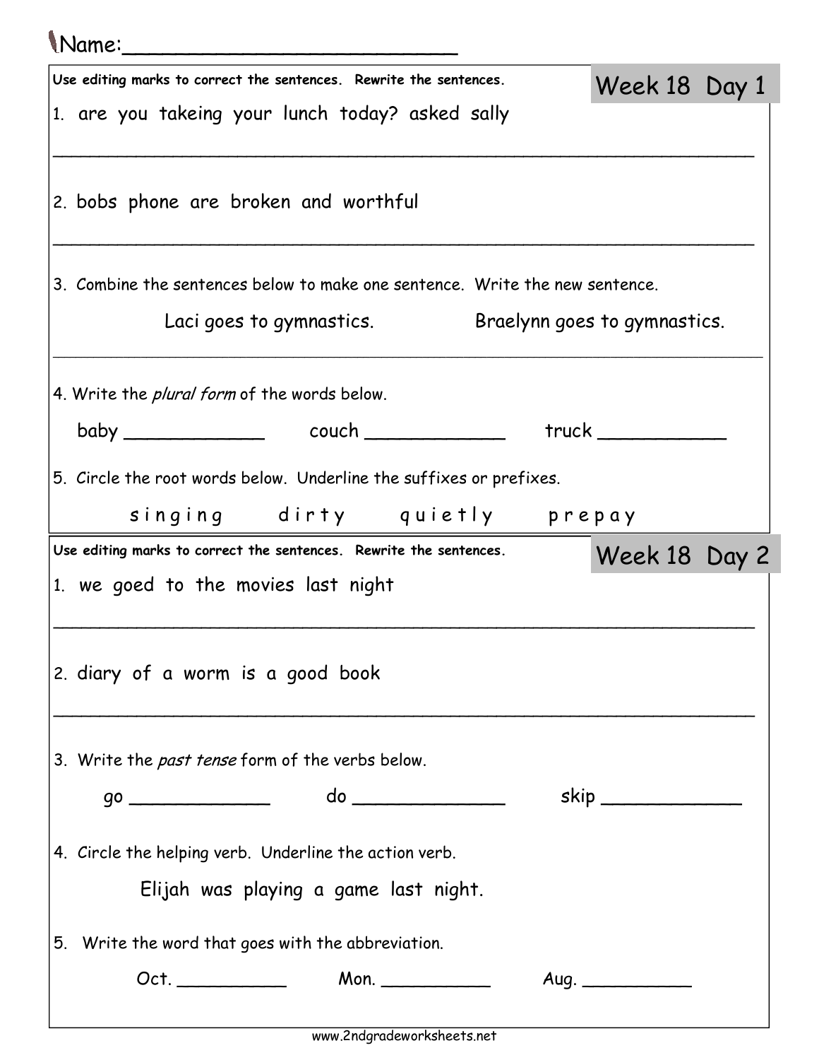Name:______________________

## Week 18 Day 1

**Use editing marks to correct the sentences. Rewrite the sentences.**

1. are you takeing your lunch today? asked sally

_______________________________________________________________

2. bobs phone are broken and worthful

_______________________________________________________________

3. Combine the sentences below to make one sentence. Write the new sentence.

   Laci goes to gymnastics. Braelynn goes to gymnastics.

_______________________________________________________________

4. Write the *plural form* of the words below.

   baby ____________ couch ____________ truck ___________

5. Circle the root words below. Underline the suffixes or prefixes.

   s i n g i n g d i r t y q u i e t l y p r e p a y

## Week 18 Day 2

**Use editing marks to correct the sentences. Rewrite the sentences.**

1. we goed to the movies last night

_______________________________________________________________

2. diary of a worm is a good book

_______________________________________________________________

3. Write the *past tense* form of the verbs below.

   go ____________ do _____________ skip ____________

4. Circle the helping verb. Underline the action verb.

   Elijah was playing a game last night.

5. Write the word that goes with the abbreviation.

   Oct. __________ Mon. __________ Aug. __________

www.2ndgradeworksheets.net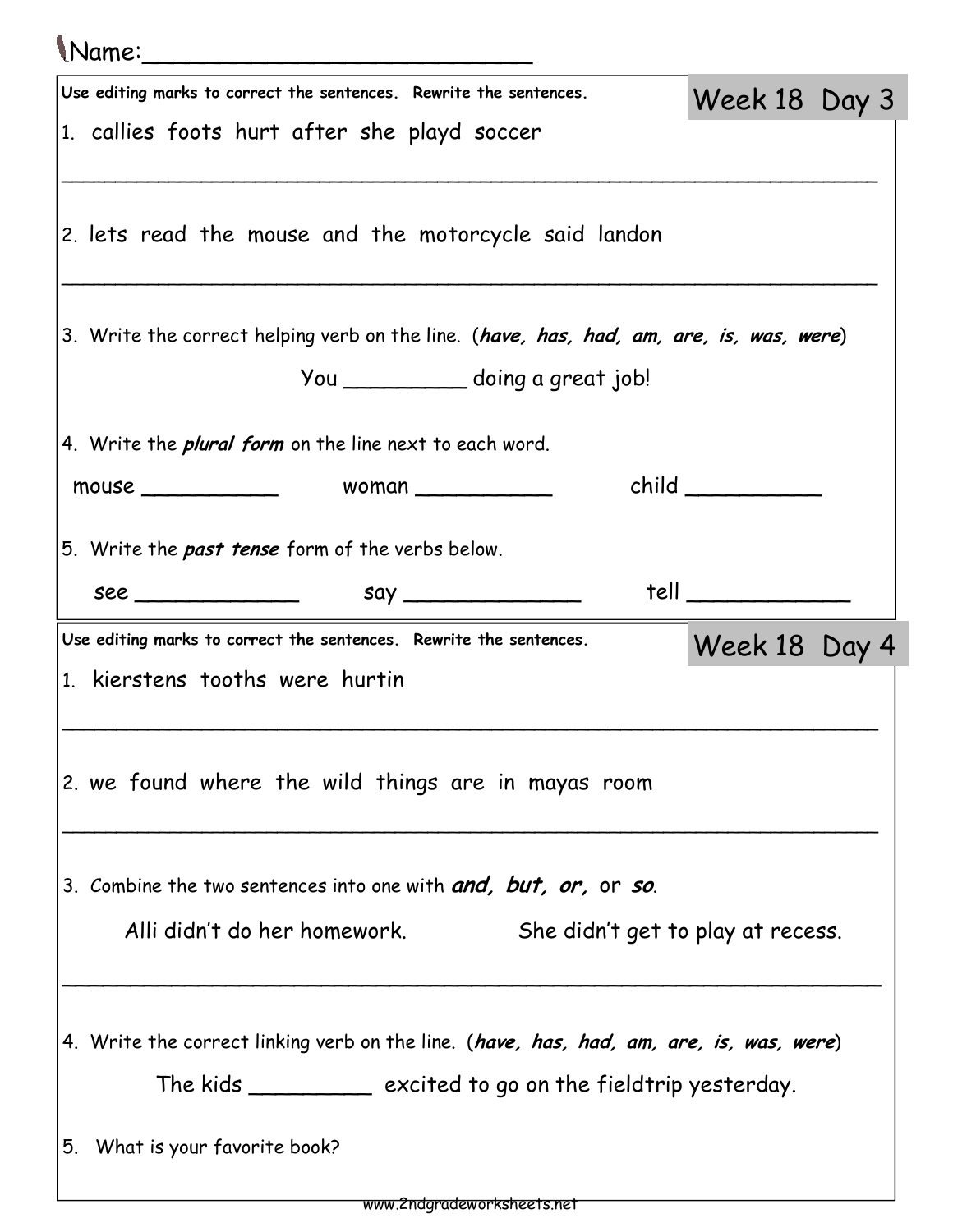Name:___________________________

Use editing marks to correct the sentences. Rewrite the sentences.

## Week 18 Day 3

1. callies foots hurt after she playd soccer

_______________________________________________________________

2. lets read the mouse and the motorcycle said landon

_______________________________________________________________

3. Write the correct helping verb on the line. (***have, has, had, am, are, is, was, were***)

You _________ doing a great job!

4. Write the ***plural form*** on the line next to each word.

mouse ___________ woman ___________ child ___________

5. Write the ***past tense*** form of the verbs below.

see _____________ say ______________ tell _____________

Use editing marks to correct the sentences. Rewrite the sentences.

## Week 18 Day 4

1. kierstens tooths were hurtin

_______________________________________________________________

2. we found where the wild things are in mayas room

_______________________________________________________________

3. Combine the two sentences into one with ***and, but, or,*** or ***so***.

Alli didn't do her homework. She didn't get to play at recess.

_______________________________________________________________

4. Write the correct linking verb on the line. (***have, has, had, am, are, is, was, were***)

The kids _________ excited to go on the fieldtrip yesterday.

5. What is your favorite book?

www.2ndgradeworksheets.net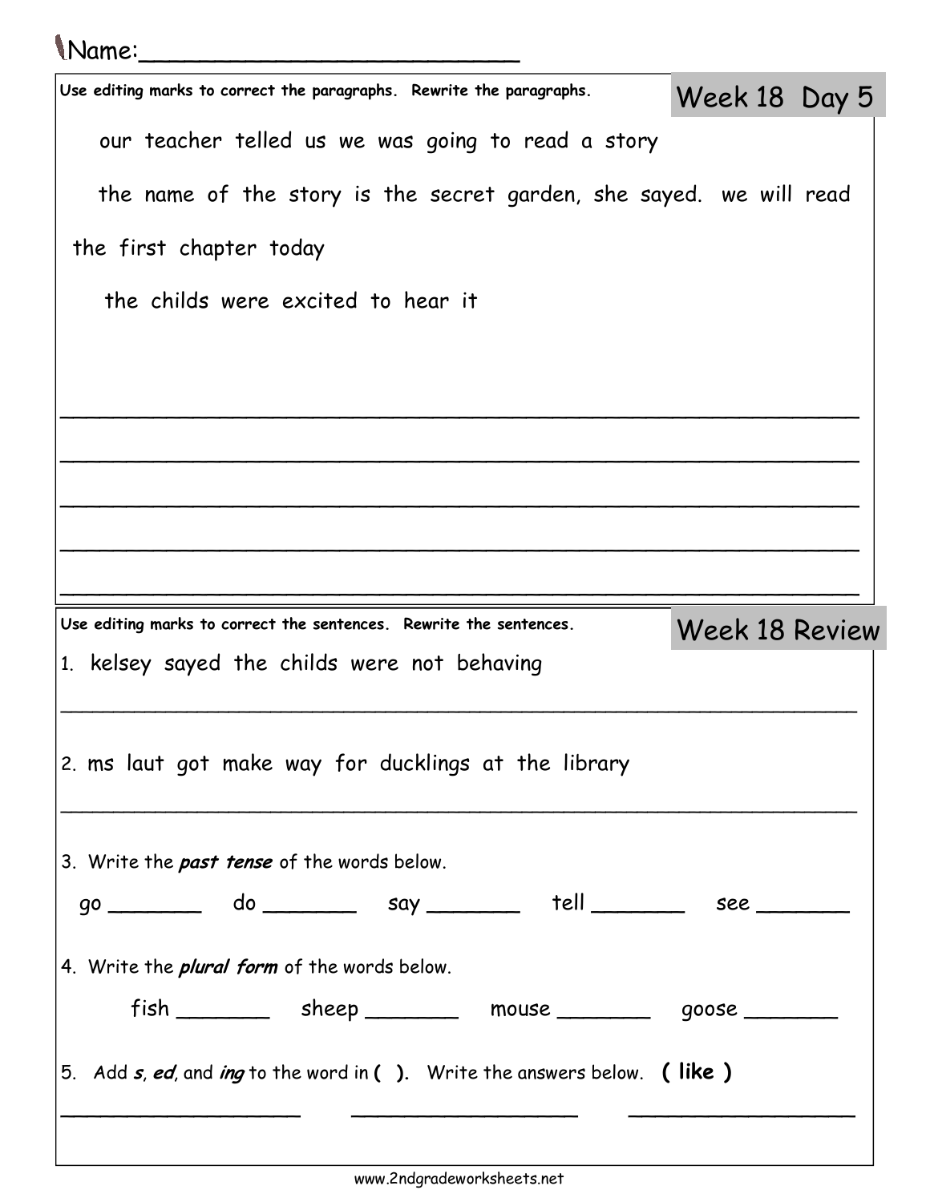Name:________________________

Use editing marks to correct the paragraphs. Rewrite the paragraphs.

**Week 18 Day 5**

our teacher telled us we was going to read a story

the name of the story is the secret garden, she sayed. we will read the first chapter today

the childs were excited to hear it

______________________________________________________________

______________________________________________________________

______________________________________________________________

______________________________________________________________

______________________________________________________________

Use editing marks to correct the sentences. Rewrite the sentences.

**Week 18 Review**

1. kelsey sayed the childs were not behaving

______________________________________________________________

2. ms laut got make way for ducklings at the library

______________________________________________________________

3. Write the ***past tense*** of the words below.

go _______ do _______ say _______ tell _______ see _______

4. Write the ***plural form*** of the words below.

fish _______ sheep _______ mouse _______ goose _______

5. Add ***s***, ***ed***, and ***ing*** to the word in **( )**. Write the answers below. **( like )**

__________________ __________________ __________________